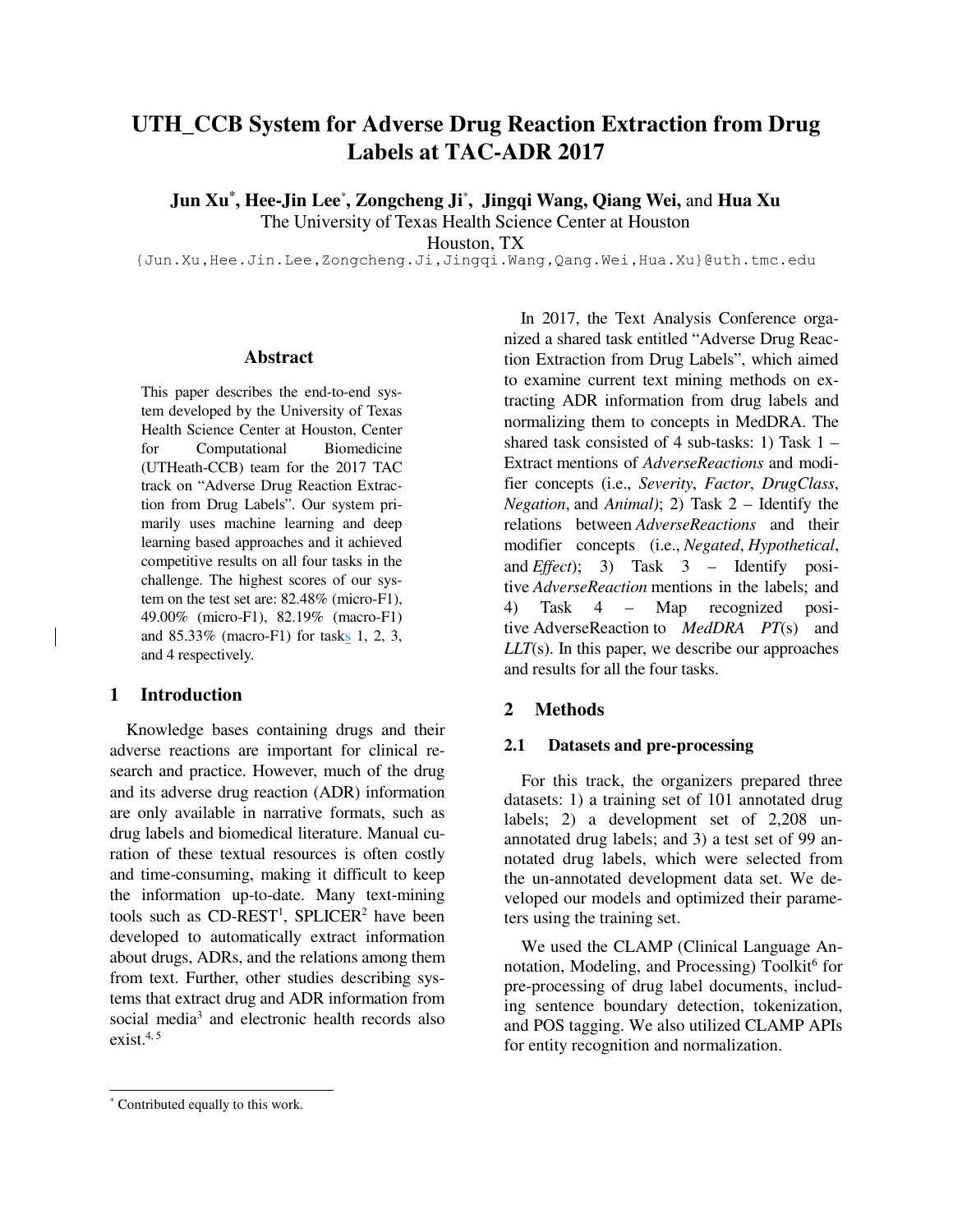# UTH_CCB System for Adverse Drug Reaction Extraction from Drug Labels at TAC-ADR 2017

**Jun Xu**[*]**, Hee-Jin Lee**[*]**, Zongcheng Ji**[*]**, Jingqi Wang, Qiang Wei,** and **Hua Xu**

The University of Texas Health Science Center at Houston

Houston, TX

{Jun.Xu,Hee.Jin.Lee,Zongcheng.Ji,Jingqi.Wang,Qang.Wei,Hua.Xu}@uth.tmc.edu

## Abstract

This paper describes the end-to-end system developed by the University of Texas Health Science Center at Houston, Center for Computational Biomedicine (UTHeath-CCB) team for the 2017 TAC track on "Adverse Drug Reaction Extraction from Drug Labels". Our system primarily uses machine learning and deep learning based approaches and it achieved competitive results on all four tasks in the challenge. The highest scores of our system on the test set are: 82.48% (micro-F1), 49.00% (micro-F1), 82.19% (macro-F1) and 85.33% (macro-F1) for tasks 1, 2, 3, and 4 respectively.

## 1 Introduction

Knowledge bases containing drugs and their adverse reactions are important for clinical research and practice. However, much of the drug and its adverse drug reaction (ADR) information are only available in narrative formats, such as drug labels and biomedical literature. Manual curation of these textual resources is often costly and time-consuming, making it difficult to keep the information up-to-date. Many text-mining tools such as CD-REST[1], SPLICER[2] have been developed to automatically extract information about drugs, ADRs, and the relations among them from text. Further, other studies describing systems that extract drug and ADR information from social media[3] and electronic health records also exist.[4, 5]

In 2017, the Text Analysis Conference organized a shared task entitled "Adverse Drug Reaction Extraction from Drug Labels", which aimed to examine current text mining methods on extracting ADR information from drug labels and normalizing them to concepts in MedDRA. The shared task consisted of 4 sub-tasks: 1) Task 1 – Extract mentions of *AdverseReactions* and modifier concepts (i.e., *Severity*, *Factor*, *DrugClass*, *Negation*, and *Animal)*; 2) Task 2 – Identify the relations between *AdverseReactions* and their modifier concepts (i.e., *Negated*, *Hypothetical*, and *Effect*); 3) Task 3 – Identify positive *AdverseReaction* mentions in the labels; and 4) Task 4 – Map recognized positive AdverseReaction to *MedDRA PT*(s) and *LLT*(s). In this paper, we describe our approaches and results for all the four tasks.

## 2 Methods

### 2.1 Datasets and pre-processing

For this track, the organizers prepared three datasets: 1) a training set of 101 annotated drug labels; 2) a development set of 2,208 un-annotated drug labels; and 3) a test set of 99 annotated drug labels, which were selected from the un-annotated development data set. We developed our models and optimized their parameters using the training set.

We used the CLAMP (Clinical Language Annotation, Modeling, and Processing) Toolkit[6] for pre-processing of drug label documents, including sentence boundary detection, tokenization, and POS tagging. We also utilized CLAMP APIs for entity recognition and normalization.

[*] Contributed equally to this work.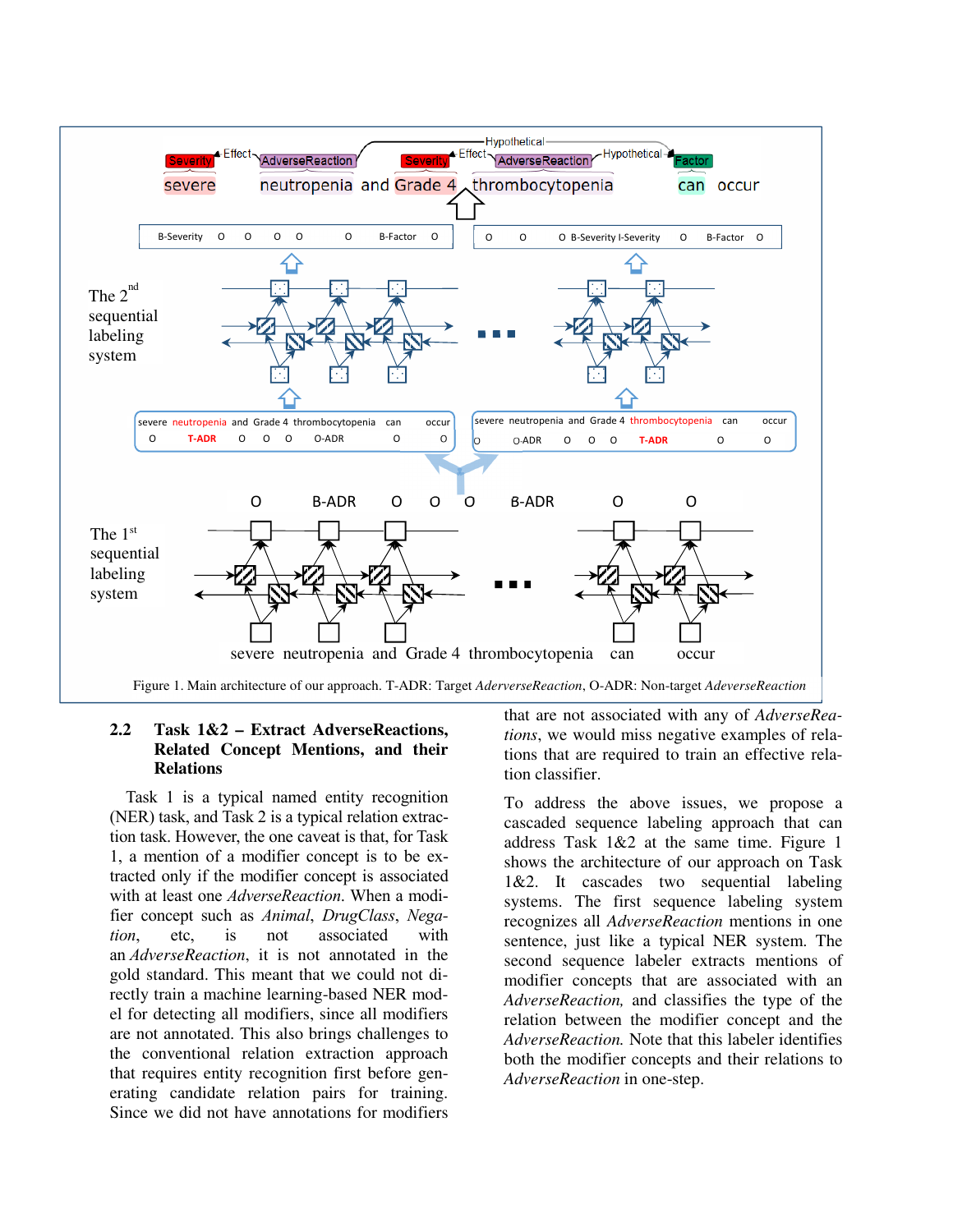Figure 1. Main architecture of our approach. T-ADR: Target *AderverseReaction*, O-ADR: Non-target *AdeverseReaction*

### 2.2 Task 1&2 – Extract AdverseReactions, Related Concept Mentions, and their Relations

Task 1 is a typical named entity recognition (NER) task, and Task 2 is a typical relation extraction task. However, the one caveat is that, for Task 1, a mention of a modifier concept is to be extracted only if the modifier concept is associated with at least one *AdverseReaction*. When a modifier concept such as *Animal*, *DrugClass*, *Negation*, etc, is not associated with an *AdverseReaction*, it is not annotated in the gold standard. This meant that we could not directly train a machine learning-based NER model for detecting all modifiers, since all modifiers are not annotated. This also brings challenges to the conventional relation extraction approach that requires entity recognition first before generating candidate relation pairs for training. Since we did not have annotations for modifiers that are not associated with any of *AdverseReactions*, we would miss negative examples of relations that are required to train an effective relation classifier.

To address the above issues, we propose a cascaded sequence labeling approach that can address Task 1&2 at the same time. Figure 1 shows the architecture of our approach on Task 1&2. It cascades two sequential labeling systems. The first sequence labeling system recognizes all *AdverseReaction* mentions in one sentence, just like a typical NER system. The second sequence labeler extracts mentions of modifier concepts that are associated with an *AdverseReaction,* and classifies the type of the relation between the modifier concept and the *AdverseReaction.* Note that this labeler identifies both the modifier concepts and their relations to *AdverseReaction* in one-step.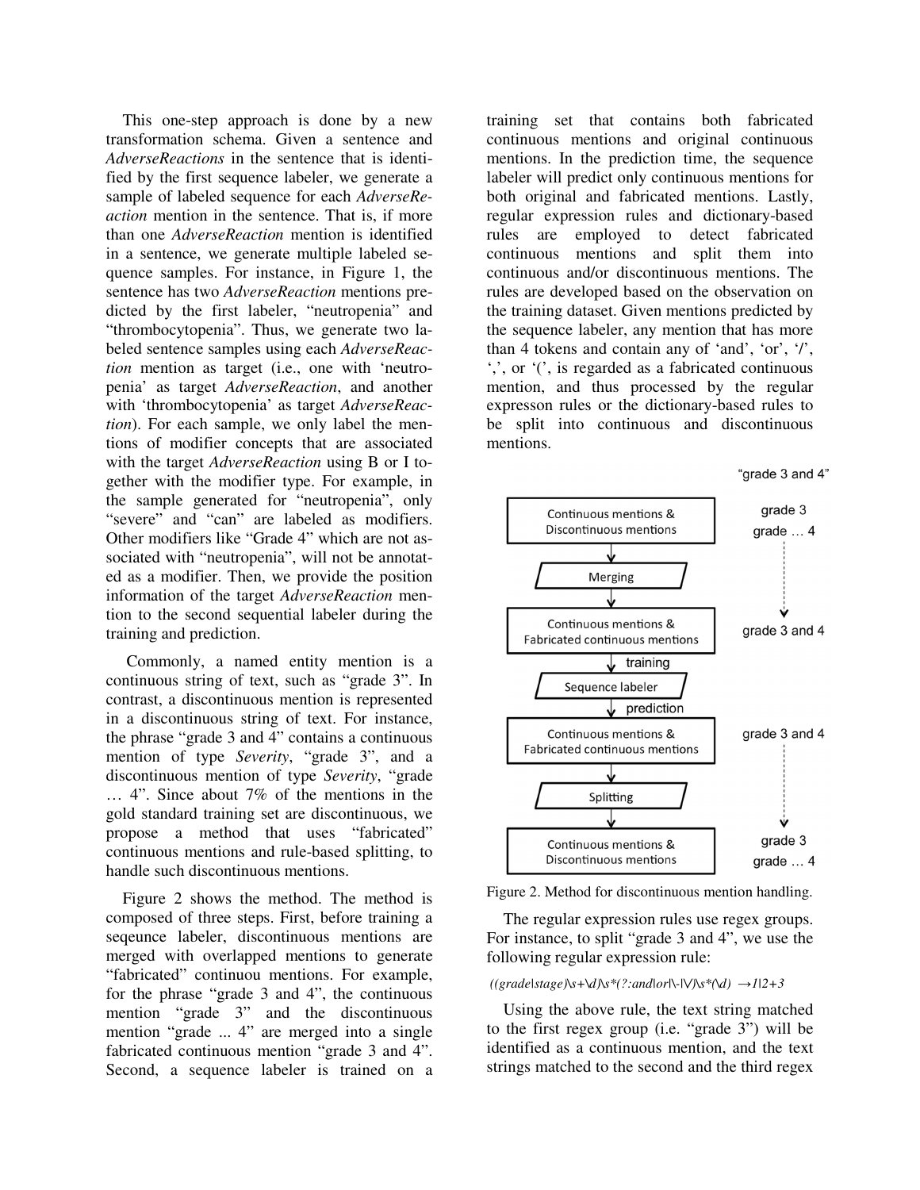This one-step approach is done by a new transformation schema. Given a sentence and *AdverseReactions* in the sentence that is identified by the first sequence labeler, we generate a sample of labeled sequence for each *AdverseReaction* mention in the sentence. That is, if more than one *AdverseReaction* mention is identified in a sentence, we generate multiple labeled sequence samples. For instance, in Figure 1, the sentence has two *AdverseReaction* mentions predicted by the first labeler, "neutropenia" and "thrombocytopenia". Thus, we generate two labeled sentence samples using each *AdverseReaction* mention as target (i.e., one with 'neutropenia' as target *AdverseReaction*, and another with 'thrombocytopenia' as target *AdverseReaction*). For each sample, we only label the mentions of modifier concepts that are associated with the target *AdverseReaction* using B or I together with the modifier type. For example, in the sample generated for "neutropenia", only "severe" and "can" are labeled as modifiers. Other modifiers like "Grade 4" which are not associated with "neutropenia", will not be annotated as a modifier. Then, we provide the position information of the target *AdverseReaction* mention to the second sequential labeler during the training and prediction.

Commonly, a named entity mention is a continuous string of text, such as "grade 3". In contrast, a discontinuous mention is represented in a discontinuous string of text. For instance, the phrase "grade 3 and 4" contains a continuous mention of type *Severity*, "grade 3", and a discontinuous mention of type *Severity*, "grade … 4". Since about 7% of the mentions in the gold standard training set are discontinuous, we propose a method that uses "fabricated" continuous mentions and rule-based splitting, to handle such discontinuous mentions.

Figure 2 shows the method. The method is composed of three steps. First, before training a seqeunce labeler, discontinuous mentions are merged with overlapped mentions to generate "fabricated" continuou mentions. For example, for the phrase "grade 3 and 4", the continuous mention "grade 3" and the discontinuous mention "grade ... 4" are merged into a single fabricated continuous mention "grade 3 and 4". Second, a sequence labeler is trained on a training set that contains both fabricated continuous mentions and original continuous mentions. In the prediction time, the sequence labeler will predict only continuous mentions for both original and fabricated mentions. Lastly, regular expression rules and dictionary-based rules are employed to detect fabricated continuous mentions and split them into continuous and/or discontinuous mentions. The rules are developed based on the observation on the training dataset. Given mentions predicted by the sequence labeler, any mention that has more than 4 tokens and contain any of 'and', 'or', '/', ',', or '(', is regarded as a fabricated continuous mention, and thus processed by the regular expresson rules or the dictionary-based rules to be split into continuous and discontinuous mentions.

"grade 3 and 4"

Continuous mentions & Discontinuous mentions — grade 3 / grade … 4
↓ Merging
Continuous mentions & Fabricated continuous mentions — grade 3 and 4
↓ training
Sequence labeler
↓ prediction
Continuous mentions & Fabricated continuous mentions — grade 3 and 4
↓ Splitting
Continuous mentions & Discontinuous mentions — grade 3 / grade … 4

Figure 2. Method for discontinuous mention handling.

The regular expression rules use regex groups. For instance, to split "grade 3 and 4", we use the following regular expression rule:

*((grade|stage)\s+\d)\s*(?:and|or|\-|\/)\s*(\d)  →1|2+3*

Using the above rule, the text string matched to the first regex group (i.e. "grade 3") will be identified as a continuous mention, and the text strings matched to the second and the third regex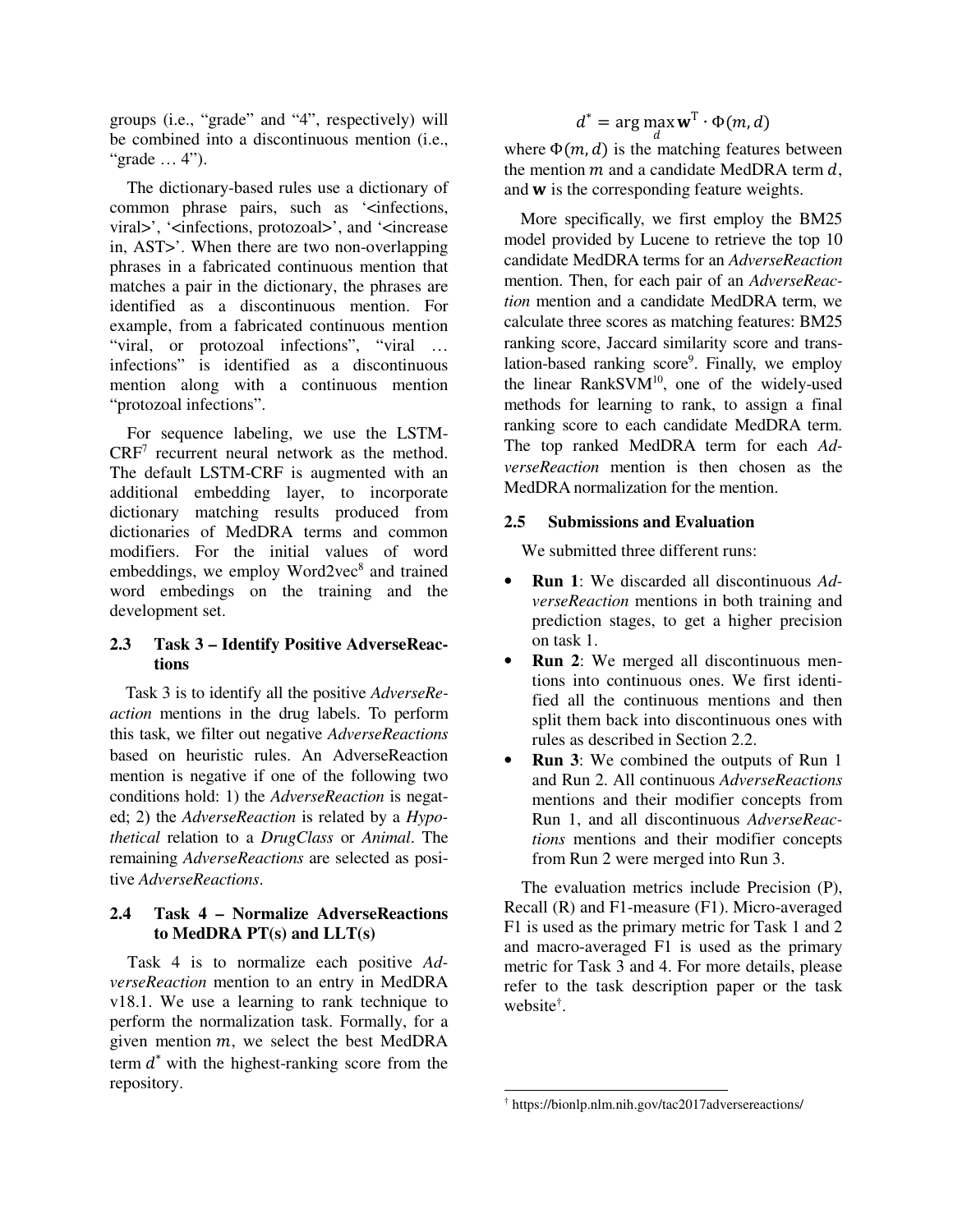groups (i.e., "grade" and "4", respectively) will be combined into a discontinuous mention (i.e., "grade … 4").

The dictionary-based rules use a dictionary of common phrase pairs, such as '<infections, viral>', '<infections, protozoal>', and '<increase in, AST>'. When there are two non-overlapping phrases in a fabricated continuous mention that matches a pair in the dictionary, the phrases are identified as a discontinuous mention. For example, from a fabricated continuous mention "viral, or protozoal infections", "viral … infections" is identified as a discontinuous mention along with a continuous mention "protozoal infections".

For sequence labeling, we use the LSTM-CRF[7] recurrent neural network as the method. The default LSTM-CRF is augmented with an additional embedding layer, to incorporate dictionary matching results produced from dictionaries of MedDRA terms and common modifiers. For the initial values of word embeddings, we employ Word2vec[8] and trained word embedings on the training and the development set.

### 2.3 Task 3 – Identify Positive AdverseReactions

Task 3 is to identify all the positive *AdverseReaction* mentions in the drug labels. To perform this task, we filter out negative *AdverseReactions* based on heuristic rules. An AdverseReaction mention is negative if one of the following two conditions hold: 1) the *AdverseReaction* is negated; 2) the *AdverseReaction* is related by a *Hypothetical* relation to a *DrugClass* or *Animal*. The remaining *AdverseReactions* are selected as positive *AdverseReactions*.

### 2.4 Task 4 – Normalize AdverseReactions to MedDRA PT(s) and LLT(s)

Task 4 is to normalize each positive *AdverseReaction* mention to an entry in MedDRA v18.1. We use a learning to rank technique to perform the normalization task. Formally, for a given mention $m$, we select the best MedDRA term $d^*$ with the highest-ranking score from the repository.

$$d^* = \arg\max_{d} \mathbf{w}^{\mathrm{T}} \cdot \Phi(m, d)$$

where $\Phi(m, d)$ is the matching features between the mention $m$ and a candidate MedDRA term $d$, and $\mathbf{w}$ is the corresponding feature weights.

More specifically, we first employ the BM25 model provided by Lucene to retrieve the top 10 candidate MedDRA terms for an *AdverseReaction* mention. Then, for each pair of an *AdverseReaction* mention and a candidate MedDRA term, we calculate three scores as matching features: BM25 ranking score, Jaccard similarity score and translation-based ranking score[9]. Finally, we employ the linear RankSVM[10], one of the widely-used methods for learning to rank, to assign a final ranking score to each candidate MedDRA term. The top ranked MedDRA term for each *AdverseReaction* mention is then chosen as the MedDRA normalization for the mention.

### 2.5 Submissions and Evaluation

We submitted three different runs:

- **Run 1**: We discarded all discontinuous *AdverseReaction* mentions in both training and prediction stages, to get a higher precision on task 1.
- **Run 2**: We merged all discontinuous mentions into continuous ones. We first identified all the continuous mentions and then split them back into discontinuous ones with rules as described in Section 2.2.
- **Run 3**: We combined the outputs of Run 1 and Run 2. All continuous *AdverseReactions* mentions and their modifier concepts from Run 1, and all discontinuous *AdverseReactions* mentions and their modifier concepts from Run 2 were merged into Run 3.

The evaluation metrics include Precision (P), Recall (R) and F1-measure (F1). Micro-averaged F1 is used as the primary metric for Task 1 and 2 and macro-averaged F1 is used as the primary metric for Task 3 and 4. For more details, please refer to the task description paper or the task website[†].

[†] https://bionlp.nlm.nih.gov/tac2017adversereactions/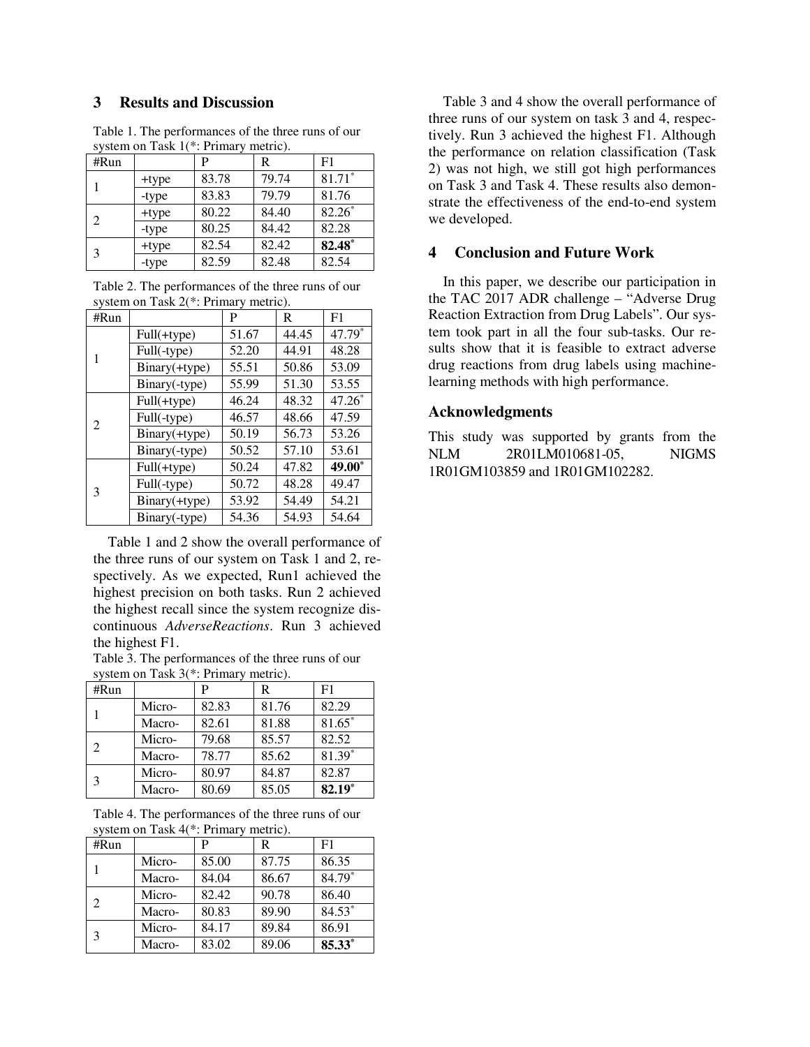## 3 Results and Discussion

Table 1. The performances of the three runs of our system on Task 1(*: Primary metric).

| #Run | | P | R | F1 |
|---|---|---|---|---|
| 1 | +type | 83.78 | 79.74 | 81.71* |
| | -type | 83.83 | 79.79 | 81.76 |
| 2 | +type | 80.22 | 84.40 | 82.26* |
| | -type | 80.25 | 84.42 | 82.28 |
| 3 | +type | 82.54 | 82.42 | **82.48*** |
| | -type | 82.59 | 82.48 | 82.54 |

Table 2. The performances of the three runs of our system on Task 2(*: Primary metric).

| #Run | | P | R | F1 |
|---|---|---|---|---|
| 1 | Full(+type) | 51.67 | 44.45 | 47.79* |
| | Full(-type) | 52.20 | 44.91 | 48.28 |
| | Binary(+type) | 55.51 | 50.86 | 53.09 |
| | Binary(-type) | 55.99 | 51.30 | 53.55 |
| 2 | Full(+type) | 46.24 | 48.32 | 47.26* |
| | Full(-type) | 46.57 | 48.66 | 47.59 |
| | Binary(+type) | 50.19 | 56.73 | 53.26 |
| | Binary(-type) | 50.52 | 57.10 | 53.61 |
| 3 | Full(+type) | 50.24 | 47.82 | **49.00*** |
| | Full(-type) | 50.72 | 48.28 | 49.47 |
| | Binary(+type) | 53.92 | 54.49 | 54.21 |
| | Binary(-type) | 54.36 | 54.93 | 54.64 |

Table 1 and 2 show the overall performance of the three runs of our system on Task 1 and 2, respectively. As we expected, Run1 achieved the highest precision on both tasks. Run 2 achieved the highest recall since the system recognize discontinuous *AdverseReactions*. Run 3 achieved the highest F1.

Table 3. The performances of the three runs of our system on Task 3(*: Primary metric).

| #Run | | P | R | F1 |
|---|---|---|---|---|
| 1 | Micro- | 82.83 | 81.76 | 82.29 |
| | Macro- | 82.61 | 81.88 | 81.65* |
| 2 | Micro- | 79.68 | 85.57 | 82.52 |
| | Macro- | 78.77 | 85.62 | 81.39* |
| 3 | Micro- | 80.97 | 84.87 | 82.87 |
| | Macro- | 80.69 | 85.05 | **82.19*** |

Table 4. The performances of the three runs of our system on Task 4(*: Primary metric).

| #Run | | P | R | F1 |
|---|---|---|---|---|
| 1 | Micro- | 85.00 | 87.75 | 86.35 |
| | Macro- | 84.04 | 86.67 | 84.79* |
| 2 | Micro- | 82.42 | 90.78 | 86.40 |
| | Macro- | 80.83 | 89.90 | 84.53* |
| 3 | Micro- | 84.17 | 89.84 | 86.91 |
| | Macro- | 83.02 | 89.06 | **85.33*** |

Table 3 and 4 show the overall performance of three runs of our system on task 3 and 4, respectively. Run 3 achieved the highest F1. Although the performance on relation classification (Task 2) was not high, we still got high performances on Task 3 and Task 4. These results also demonstrate the effectiveness of the end-to-end system we developed.

## 4 Conclusion and Future Work

In this paper, we describe our participation in the TAC 2017 ADR challenge – "Adverse Drug Reaction Extraction from Drug Labels". Our system took part in all the four sub-tasks. Our results show that it is feasible to extract adverse drug reactions from drug labels using machine-learning methods with high performance.

## Acknowledgments

This study was supported by grants from the NLM 2R01LM010681-05, NIGMS 1R01GM103859 and 1R01GM102282.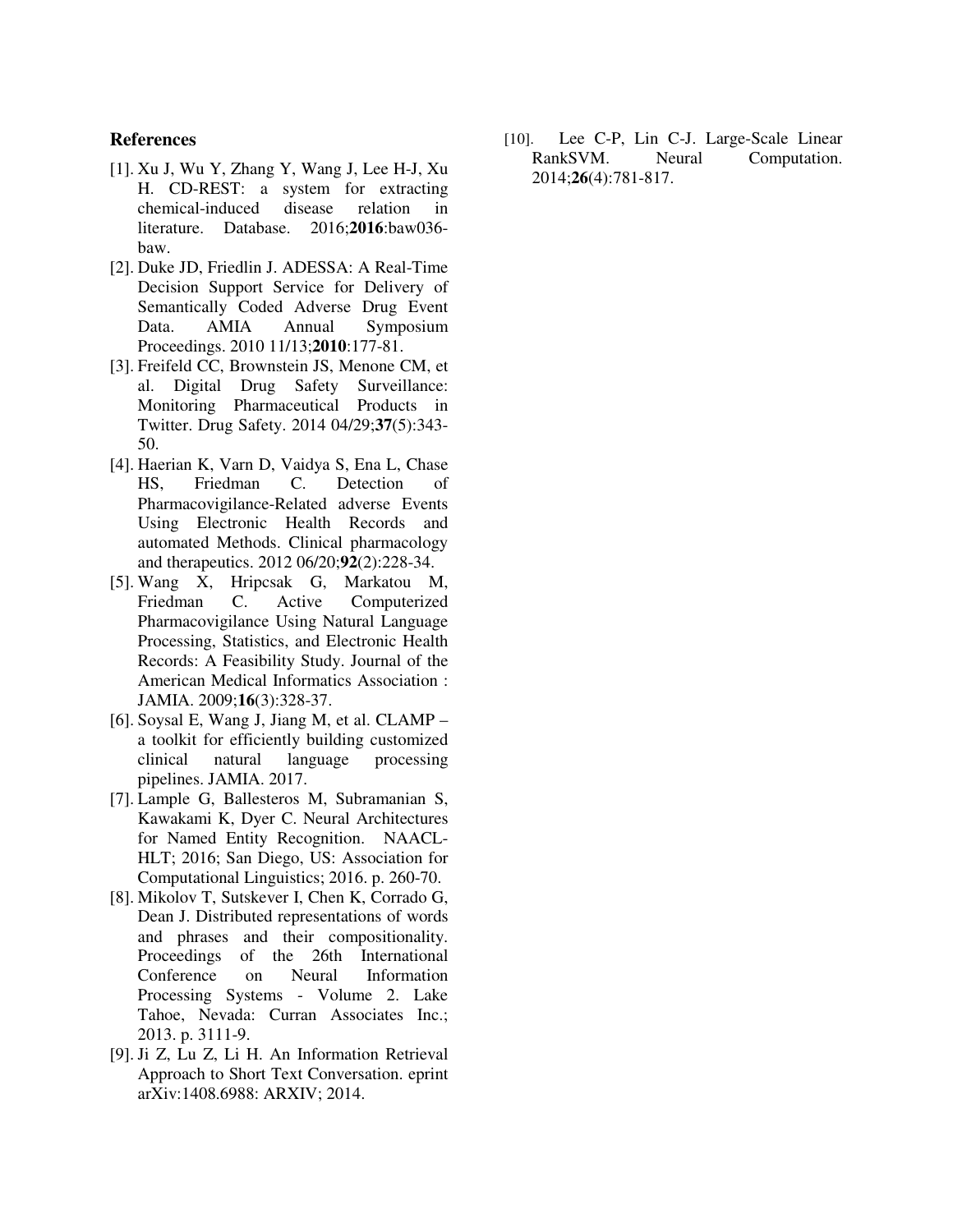## References

[1]. Xu J, Wu Y, Zhang Y, Wang J, Lee H-J, Xu H. CD-REST: a system for extracting chemical-induced disease relation in literature. Database. 2016;**2016**:baw036-baw.

[2]. Duke JD, Friedlin J. ADESSA: A Real-Time Decision Support Service for Delivery of Semantically Coded Adverse Drug Event Data. AMIA Annual Symposium Proceedings. 2010 11/13;**2010**:177-81.

[3]. Freifeld CC, Brownstein JS, Menone CM, et al. Digital Drug Safety Surveillance: Monitoring Pharmaceutical Products in Twitter. Drug Safety. 2014 04/29;**37**(5):343-50.

[4]. Haerian K, Varn D, Vaidya S, Ena L, Chase HS, Friedman C. Detection of Pharmacovigilance-Related adverse Events Using Electronic Health Records and automated Methods. Clinical pharmacology and therapeutics. 2012 06/20;**92**(2):228-34.

[5]. Wang X, Hripcsak G, Markatou M, Friedman C. Active Computerized Pharmacovigilance Using Natural Language Processing, Statistics, and Electronic Health Records: A Feasibility Study. Journal of the American Medical Informatics Association : JAMIA. 2009;**16**(3):328-37.

[6]. Soysal E, Wang J, Jiang M, et al. CLAMP – a toolkit for efficiently building customized clinical natural language processing pipelines. JAMIA. 2017.

[7]. Lample G, Ballesteros M, Subramanian S, Kawakami K, Dyer C. Neural Architectures for Named Entity Recognition. NAACL-HLT; 2016; San Diego, US: Association for Computational Linguistics; 2016. p. 260-70.

[8]. Mikolov T, Sutskever I, Chen K, Corrado G, Dean J. Distributed representations of words and phrases and their compositionality. Proceedings of the 26th International Conference on Neural Information Processing Systems - Volume 2. Lake Tahoe, Nevada: Curran Associates Inc.; 2013. p. 3111-9.

[9]. Ji Z, Lu Z, Li H. An Information Retrieval Approach to Short Text Conversation. eprint arXiv:1408.6988: ARXIV; 2014.

[10]. Lee C-P, Lin C-J. Large-Scale Linear RankSVM. Neural Computation. 2014;**26**(4):781-817.